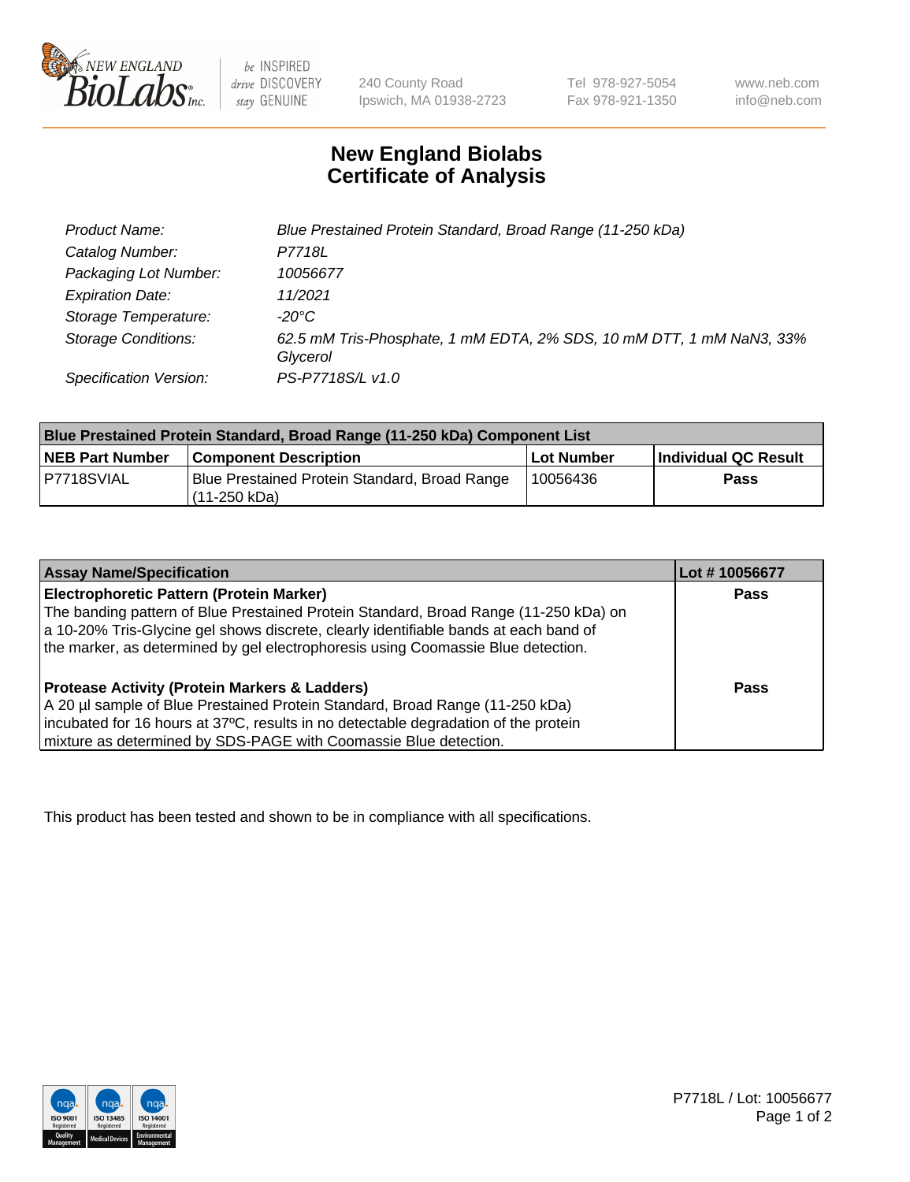New England BioLabs Inc. — be INSPIRED drive DISCOVERY stay GENUINE

240 County Road
Ipswich, MA 01938-2723

Tel 978-927-5054
Fax 978-921-1350

www.neb.com
info@neb.com

# New England Biolabs
# Certificate of Analysis

| | |
|---|---|
| *Product Name:* | *Blue Prestained Protein Standard, Broad Range (11-250 kDa)* |
| *Catalog Number:* | *P7718L* |
| *Packaging Lot Number:* | *10056677* |
| *Expiration Date:* | *11/2021* |
| *Storage Temperature:* | *-20°C* |
| *Storage Conditions:* | *62.5 mM Tris-Phosphate, 1 mM EDTA, 2% SDS, 10 mM DTT, 1 mM NaN3, 33% Glycerol* |
| *Specification Version:* | *PS-P7718S/L v1.0* |

| Blue Prestained Protein Standard, Broad Range (11-250 kDa) Component List | | | |
|---|---|---|---|
| **NEB Part Number** | **Component Description** | **Lot Number** | **Individual QC Result** |
| P7718SVIAL | Blue Prestained Protein Standard, Broad Range (11-250 kDa) | 10056436 | **Pass** |

| Assay Name/Specification | Lot # 10056677 |
|---|---|
| **Electrophoretic Pattern (Protein Marker)** The banding pattern of Blue Prestained Protein Standard, Broad Range (11-250 kDa) on a 10-20% Tris-Glycine gel shows discrete, clearly identifiable bands at each band of the marker, as determined by gel electrophoresis using Coomassie Blue detection. | **Pass** |
| **Protease Activity (Protein Markers & Ladders)** A 20 µl sample of Blue Prestained Protein Standard, Broad Range (11-250 kDa) incubated for 16 hours at 37ºC, results in no detectable degradation of the protein mixture as determined by SDS-PAGE with Coomassie Blue detection. | **Pass** |

This product has been tested and shown to be in compliance with all specifications.

P7718L / Lot: 10056677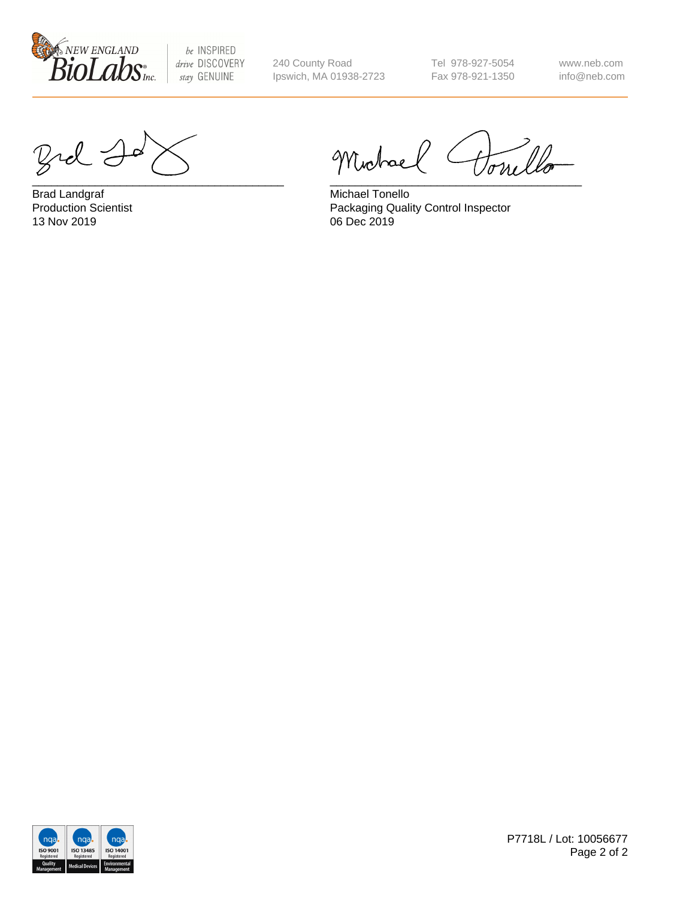Brad Landgraf
Production Scientist
13 Nov 2019

Michael Tonello
Packaging Quality Control Inspector
06 Dec 2019

P7718L / Lot: 10056677